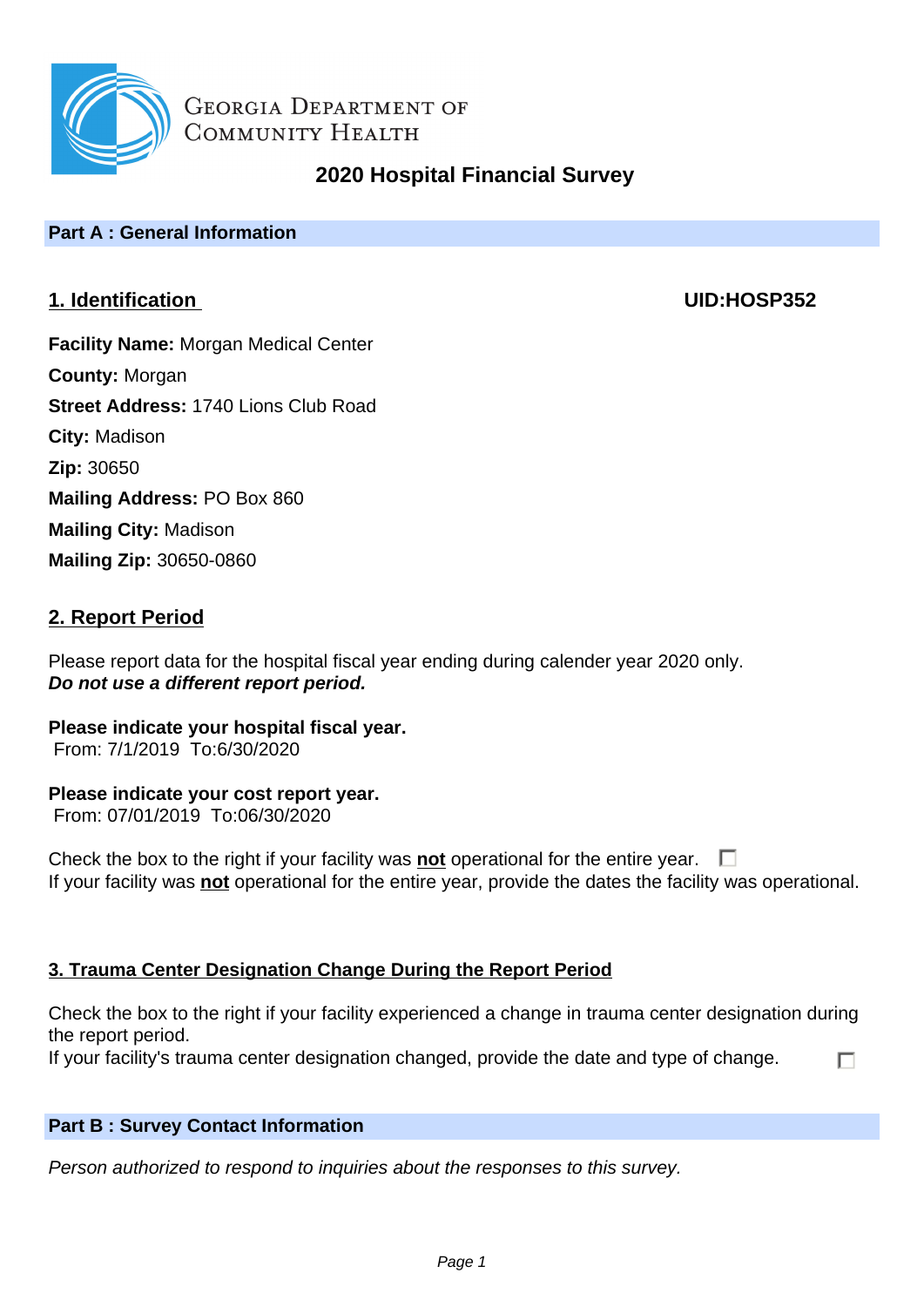Georgia Department of Community Health

# 2020 Hospital Financial Survey

## Part A : General Information

### 1. Identification

**UID:HOSP352**

**Facility Name:** Morgan Medical Center
**County:** Morgan
**Street Address:** 1740 Lions Club Road
**City:** Madison
**Zip:** 30650
**Mailing Address:** PO Box 860
**Mailing City:** Madison
**Mailing Zip:** 30650-0860

### 2. Report Period

Please report data for the hospital fiscal year ending during calender year 2020 only.
***Do not use a different report period.***

**Please indicate your hospital fiscal year.**
From: 7/1/2019 To:6/30/2020

**Please indicate your cost report year.**
From: 07/01/2019 To:06/30/2020

Check the box to the right if your facility was **not** operational for the entire year. ☐
If your facility was **not** operational for the entire year, provide the dates the facility was operational.

### 3. Trauma Center Designation Change During the Report Period

Check the box to the right if your facility experienced a change in trauma center designation during the report period.
If your facility's trauma center designation changed, provide the date and type of change. ☐

## Part B : Survey Contact Information

*Person authorized to respond to inquiries about the responses to this survey.*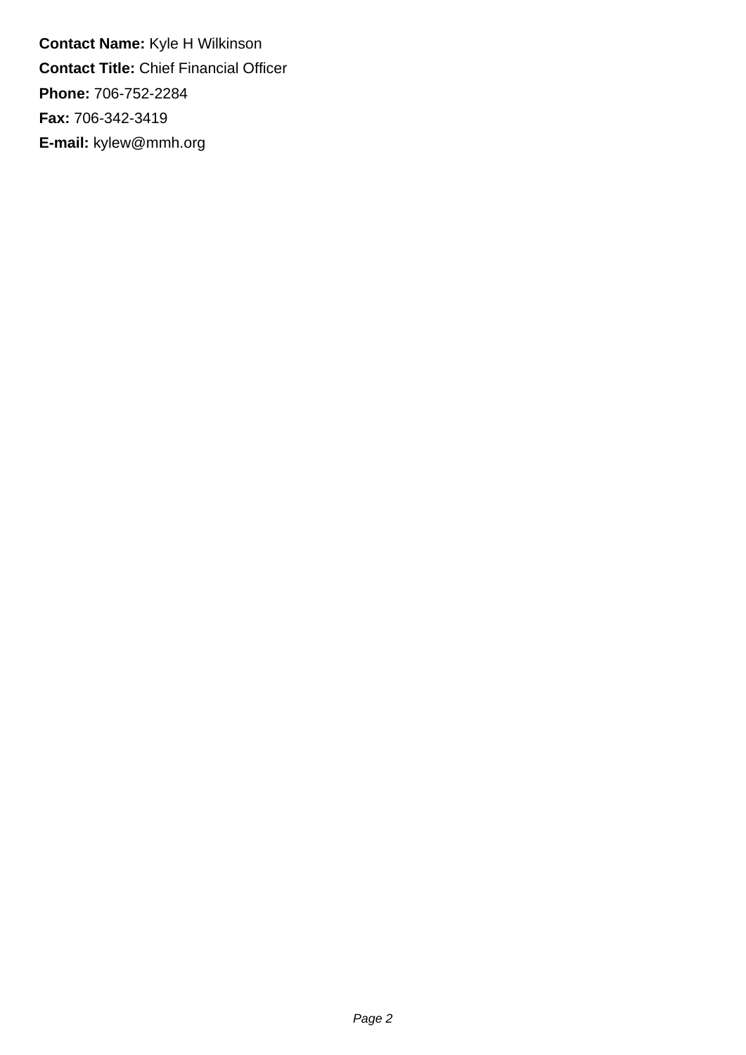**Contact Name:** Kyle H Wilkinson

**Contact Title:** Chief Financial Officer

**Phone:** 706-752-2284

**Fax:** 706-342-3419

**E-mail:** kylew@mmh.org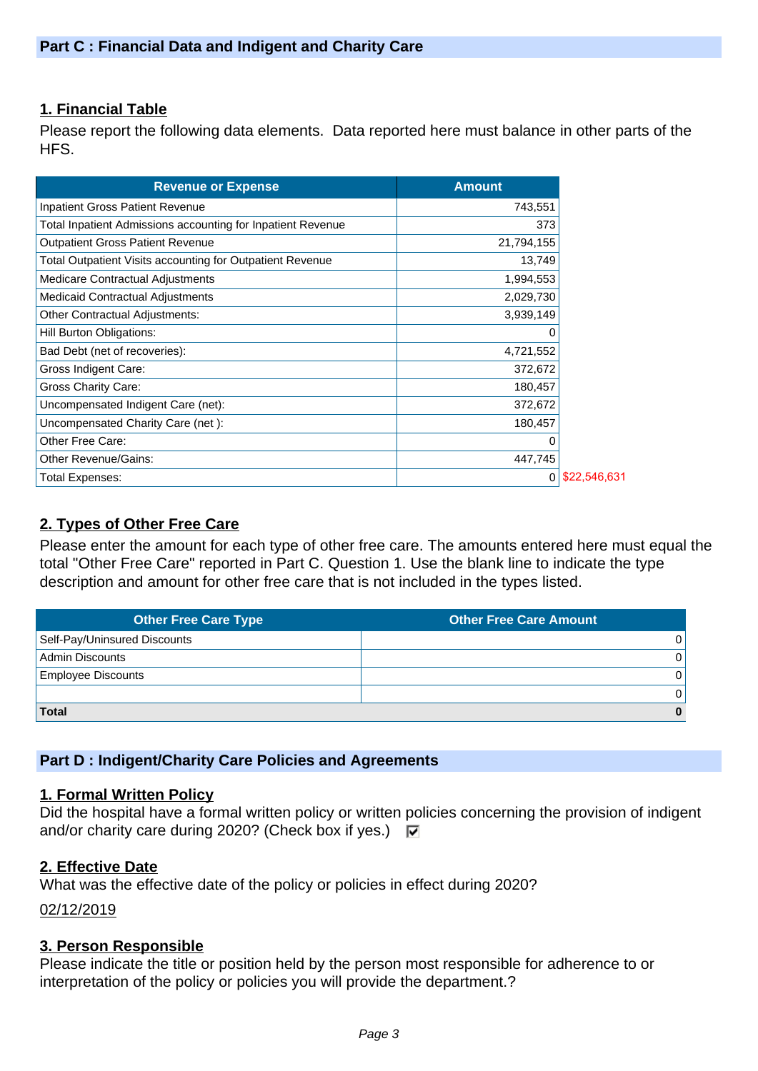## Part C : Financial Data and Indigent and Charity Care

### 1. Financial Table

Please report the following data elements. Data reported here must balance in other parts of the HFS.

| Revenue or Expense | Amount | |
|---|---|---|
| Inpatient Gross Patient Revenue | 743,551 | |
| Total Inpatient Admissions accounting for Inpatient Revenue | 373 | |
| Outpatient Gross Patient Revenue | 21,794,155 | |
| Total Outpatient Visits accounting for Outpatient Revenue | 13,749 | |
| Medicare Contractual Adjustments | 1,994,553 | |
| Medicaid Contractual Adjustments | 2,029,730 | |
| Other Contractual Adjustments: | 3,939,149 | |
| Hill Burton Obligations: | 0 | |
| Bad Debt (net of recoveries): | 4,721,552 | |
| Gross Indigent Care: | 372,672 | |
| Gross Charity Care: | 180,457 | |
| Uncompensated Indigent Care (net): | 372,672 | |
| Uncompensated Charity Care (net ): | 180,457 | |
| Other Free Care: | 0 | |
| Other Revenue/Gains: | 447,745 | |
| Total Expenses: | 0 | $22,546,631 |

### 2. Types of Other Free Care

Please enter the amount for each type of other free care. The amounts entered here must equal the total "Other Free Care" reported in Part C. Question 1. Use the blank line to indicate the type description and amount for other free care that is not included in the types listed.

| Other Free Care Type | Other Free Care Amount |
|---|---|
| Self-Pay/Uninsured Discounts | 0 |
| Admin Discounts | 0 |
| Employee Discounts | 0 |
| | 0 |
| **Total** | **0** |

## Part D : Indigent/Charity Care Policies and Agreements

### 1. Formal Written Policy

Did the hospital have a formal written policy or written policies concerning the provision of indigent and/or charity care during 2020? (Check box if yes.) ☑

### 2. Effective Date

What was the effective date of the policy or policies in effect during 2020?

02/12/2019

### 3. Person Responsible

Please indicate the title or position held by the person most responsible for adherence to or interpretation of the policy or policies you will provide the department.?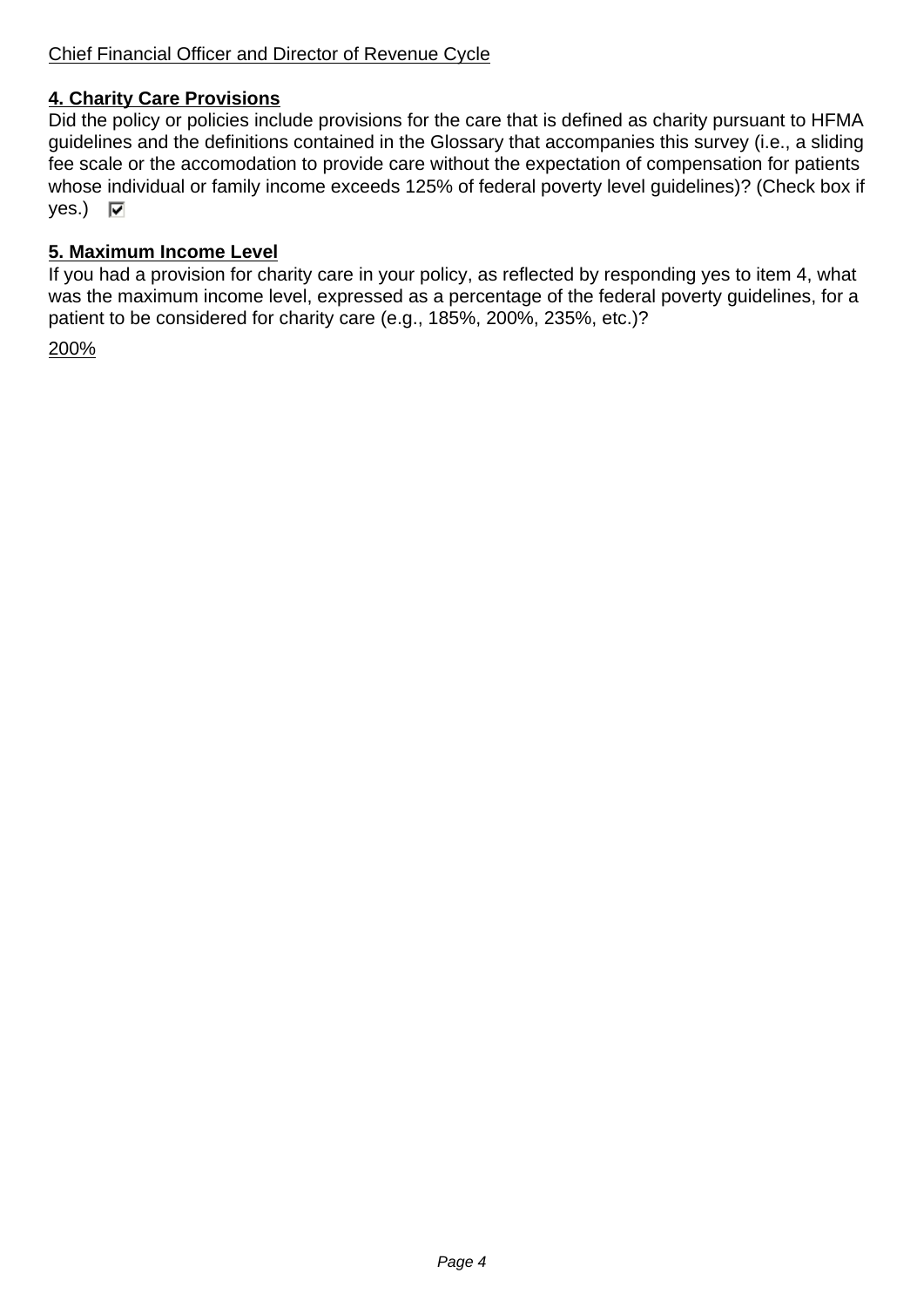Chief Financial Officer and Director of Revenue Cycle

**4. Charity Care Provisions**

Did the policy or policies include provisions for the care that is defined as charity pursuant to HFMA guidelines and the definitions contained in the Glossary that accompanies this survey (i.e., a sliding fee scale or the accomodation to provide care without the expectation of compensation for patients whose individual or family income exceeds 125% of federal poverty level guidelines)? (Check box if yes.) ☑

**5. Maximum Income Level**

If you had a provision for charity care in your policy, as reflected by responding yes to item 4, what was the maximum income level, expressed as a percentage of the federal poverty guidelines, for a patient to be considered for charity care (e.g., 185%, 200%, 235%, etc.)?

200%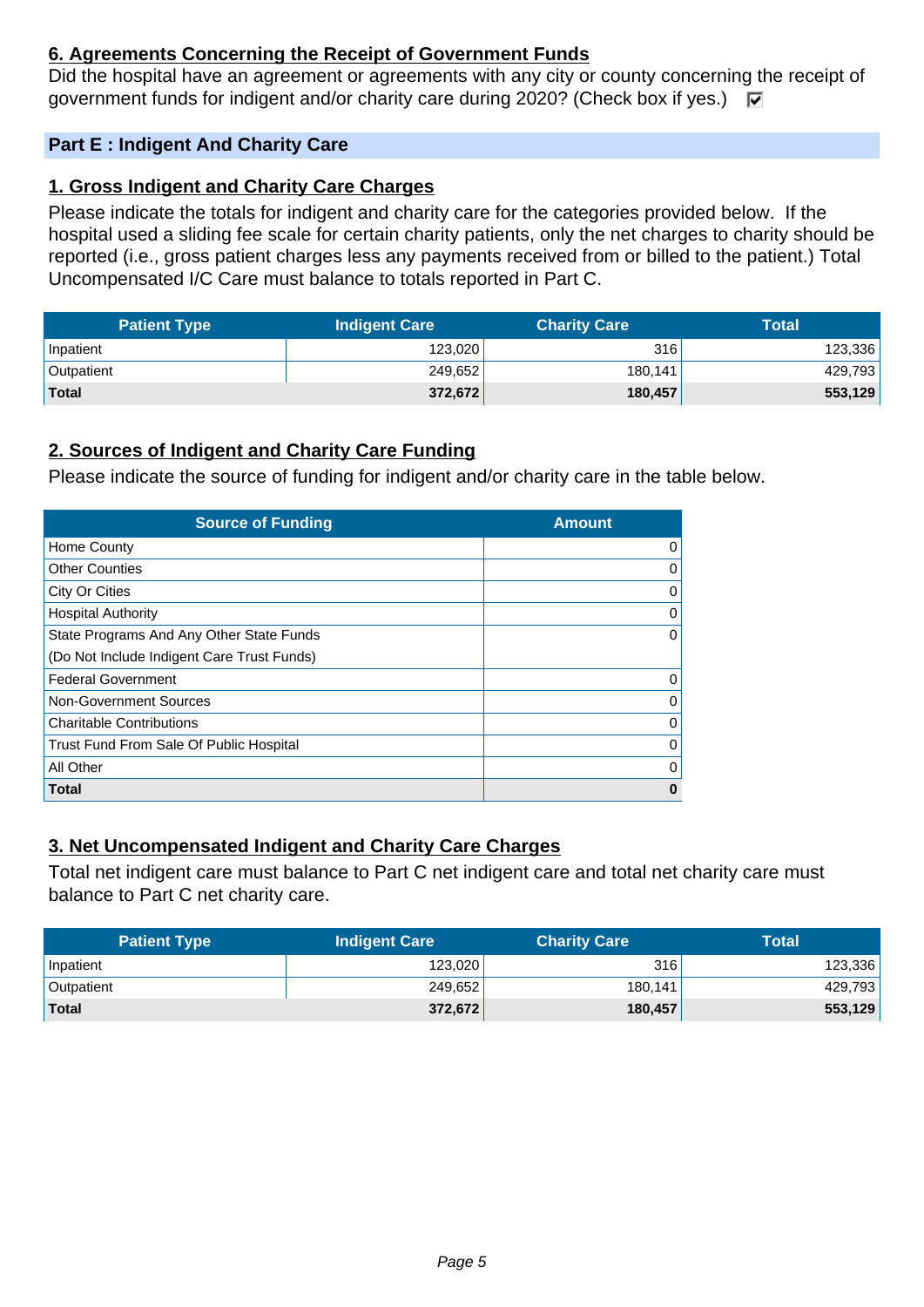## 6. Agreements Concerning the Receipt of Government Funds

Did the hospital have an agreement or agreements with any city or county concerning the receipt of government funds for indigent and/or charity care during 2020? (Check box if yes.) ☑

## Part E : Indigent And Charity Care

### 1. Gross Indigent and Charity Care Charges

Please indicate the totals for indigent and charity care for the categories provided below. If the hospital used a sliding fee scale for certain charity patients, only the net charges to charity should be reported (i.e., gross patient charges less any payments received from or billed to the patient.) Total Uncompensated I/C Care must balance to totals reported in Part C.

| Patient Type | Indigent Care | Charity Care | Total |
|---|---|---|---|
| Inpatient | 123,020 | 316 | 123,336 |
| Outpatient | 249,652 | 180,141 | 429,793 |
| **Total** | **372,672** | **180,457** | **553,129** |

### 2. Sources of Indigent and Charity Care Funding

Please indicate the source of funding for indigent and/or charity care in the table below.

| Source of Funding | Amount |
|---|---|
| Home County | 0 |
| Other Counties | 0 |
| City Or Cities | 0 |
| Hospital Authority | 0 |
| State Programs And Any Other State Funds (Do Not Include Indigent Care Trust Funds) | 0 |
| Federal Government | 0 |
| Non-Government Sources | 0 |
| Charitable Contributions | 0 |
| Trust Fund From Sale Of Public Hospital | 0 |
| All Other | 0 |
| **Total** | **0** |

### 3. Net Uncompensated Indigent and Charity Care Charges

Total net indigent care must balance to Part C net indigent care and total net charity care must balance to Part C net charity care.

| Patient Type | Indigent Care | Charity Care | Total |
|---|---|---|---|
| Inpatient | 123,020 | 316 | 123,336 |
| Outpatient | 249,652 | 180,141 | 429,793 |
| **Total** | **372,672** | **180,457** | **553,129** |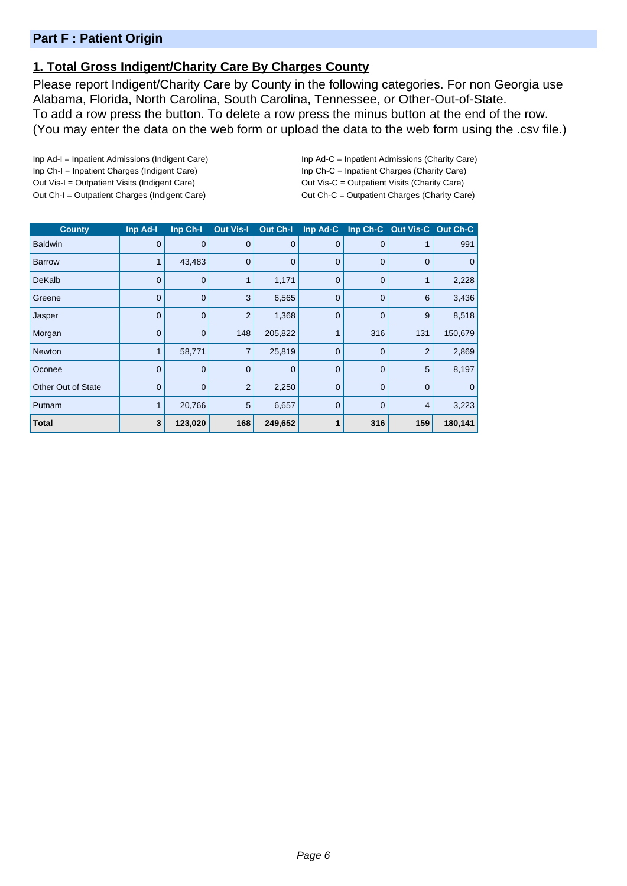## Part F : Patient Origin

### 1. Total Gross Indigent/Charity Care By Charges County

Please report Indigent/Charity Care by County in the following categories. For non Georgia use Alabama, Florida, North Carolina, South Carolina, Tennessee, or Other-Out-of-State.
To add a row press the button. To delete a row press the minus button at the end of the row.
(You may enter the data on the web form or upload the data to the web form using the .csv file.)

Inp Ad-I = Inpatient Admissions (Indigent Care)
Inp Ch-I = Inpatient Charges (Indigent Care)
Out Vis-I = Outpatient Visits (Indigent Care)
Out Ch-I = Outpatient Charges (Indigent Care)

Inp Ad-C = Inpatient Admissions (Charity Care)
Inp Ch-C = Inpatient Charges (Charity Care)
Out Vis-C = Outpatient Visits (Charity Care)
Out Ch-C = Outpatient Charges (Charity Care)

| County | Inp Ad-I | Inp Ch-I | Out Vis-I | Out Ch-I | Inp Ad-C | Inp Ch-C | Out Vis-C | Out Ch-C |
|---|---|---|---|---|---|---|---|---|
| Baldwin | 0 | 0 | 0 | 0 | 0 | 0 | 1 | 991 |
| Barrow | 1 | 43,483 | 0 | 0 | 0 | 0 | 0 | 0 |
| DeKalb | 0 | 0 | 1 | 1,171 | 0 | 0 | 1 | 2,228 |
| Greene | 0 | 0 | 3 | 6,565 | 0 | 0 | 6 | 3,436 |
| Jasper | 0 | 0 | 2 | 1,368 | 0 | 0 | 9 | 8,518 |
| Morgan | 0 | 0 | 148 | 205,822 | 1 | 316 | 131 | 150,679 |
| Newton | 1 | 58,771 | 7 | 25,819 | 0 | 0 | 2 | 2,869 |
| Oconee | 0 | 0 | 0 | 0 | 0 | 0 | 5 | 8,197 |
| Other Out of State | 0 | 0 | 2 | 2,250 | 0 | 0 | 0 | 0 |
| Putnam | 1 | 20,766 | 5 | 6,657 | 0 | 0 | 4 | 3,223 |
| **Total** | **3** | **123,020** | **168** | **249,652** | **1** | **316** | **159** | **180,141** |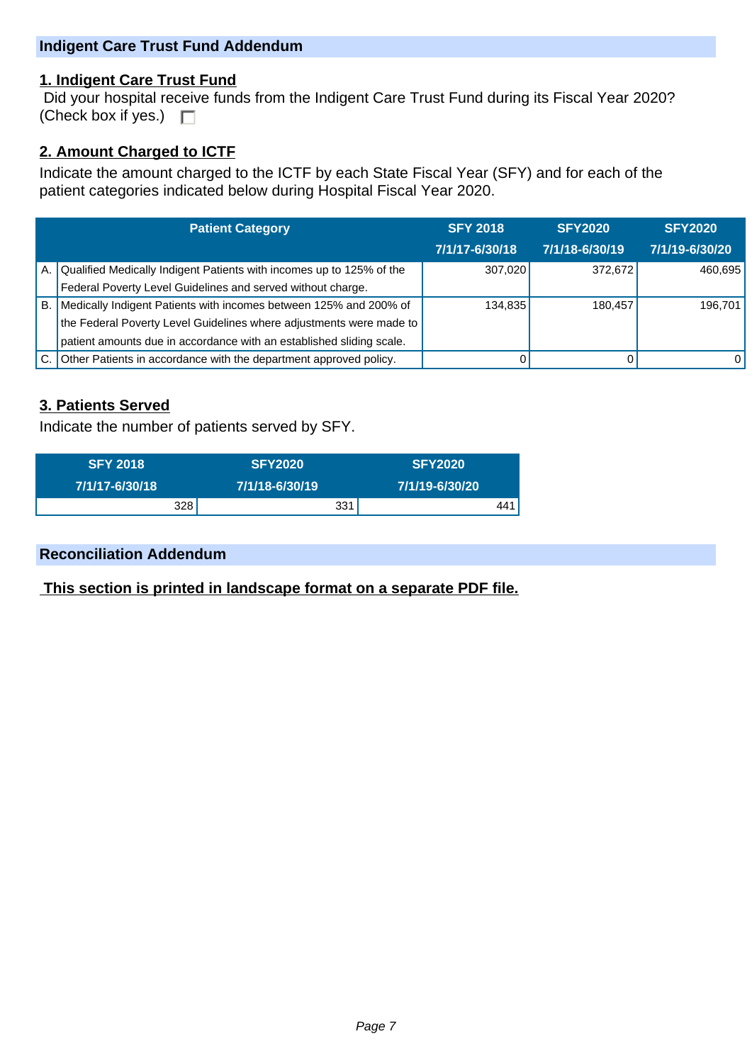## Indigent Care Trust Fund Addendum

### 1. Indigent Care Trust Fund

Did your hospital receive funds from the Indigent Care Trust Fund during its Fiscal Year 2020?
(Check box if yes.) ☐

### 2. Amount Charged to ICTF

Indicate the amount charged to the ICTF by each State Fiscal Year (SFY) and for each of the patient categories indicated below during Hospital Fiscal Year 2020.

| | Patient Category | SFY 2018<br>7/1/17-6/30/18 | SFY2020<br>7/1/18-6/30/19 | SFY2020<br>7/1/19-6/30/20 |
|---|---|---|---|---|
| A. | Qualified Medically Indigent Patients with incomes up to 125% of the Federal Poverty Level Guidelines and served without charge. | 307,020 | 372,672 | 460,695 |
| B. | Medically Indigent Patients with incomes between 125% and 200% of the Federal Poverty Level Guidelines where adjustments were made to patient amounts due in accordance with an established sliding scale. | 134,835 | 180,457 | 196,701 |
| C. | Other Patients in accordance with the department approved policy. | 0 | 0 | 0 |

### 3. Patients Served

Indicate the number of patients served by SFY.

| SFY 2018<br>7/1/17-6/30/18 | SFY2020<br>7/1/18-6/30/19 | SFY2020<br>7/1/19-6/30/20 |
|---|---|---|
| 328 | 331 | 441 |

## Reconciliation Addendum

**This section is printed in landscape format on a separate PDF file.**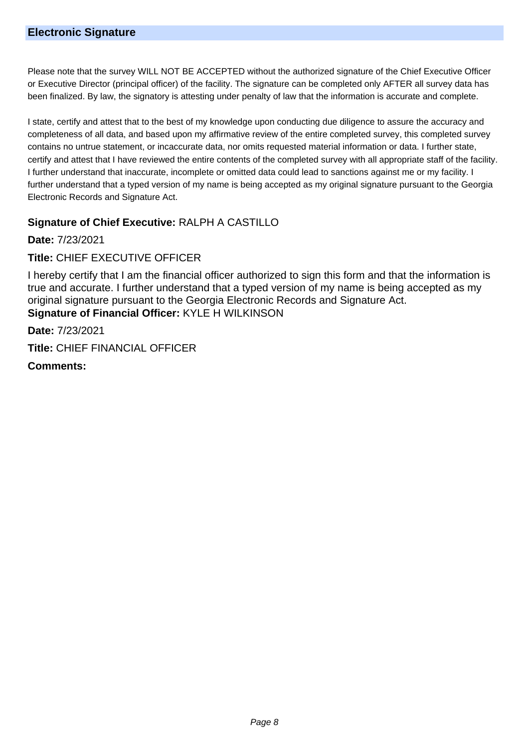## Electronic Signature

Please note that the survey WILL NOT BE ACCEPTED without the authorized signature of the Chief Executive Officer or Executive Director (principal officer) of the facility. The signature can be completed only AFTER all survey data has been finalized. By law, the signatory is attesting under penalty of law that the information is accurate and complete.

I state, certify and attest that to the best of my knowledge upon conducting due diligence to assure the accuracy and completeness of all data, and based upon my affirmative review of the entire completed survey, this completed survey contains no untrue statement, or incaccurate data, nor omits requested material information or data. I further state, certify and attest that I have reviewed the entire contents of the completed survey with all appropriate staff of the facility. I further understand that inaccurate, incomplete or omitted data could lead to sanctions against me or my facility. I further understand that a typed version of my name is being accepted as my original signature pursuant to the Georgia Electronic Records and Signature Act.

**Signature of Chief Executive:** RALPH A CASTILLO

**Date:** 7/23/2021

**Title:** CHIEF EXECUTIVE OFFICER

I hereby certify that I am the financial officer authorized to sign this form and that the information is true and accurate. I further understand that a typed version of my name is being accepted as my original signature pursuant to the Georgia Electronic Records and Signature Act.

**Signature of Financial Officer:** KYLE H WILKINSON

**Date:** 7/23/2021

**Title:** CHIEF FINANCIAL OFFICER

**Comments:**